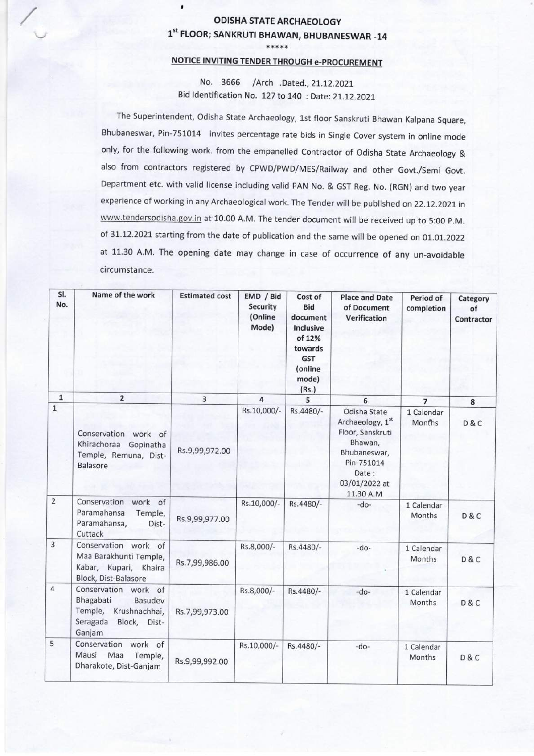# ODISHA STATE ARCHAEOLOGY

## 1st FLOOR; SANKRUTI BHAWAN, BHUBANESWAR -14

\*\*\*\*\*

### NOTICE INVITING TENDER THROUGH e-PROCUREMENT

No. 3666 /Arch .Dated., 21.12.2021

Bid Identification No. 127 to 140 : Date: 21.12.2021

The Superintendent, Odisha State Archaeology, 1st floor Sanskruti Bhawan Kalpana Square, Bhubaneswar, Pin-751014 invites percentage rate bids in Single Cover system in online mode only, for the following work. from the empanelled Contractor of Odisha State Archaeology & also from contractors registered by CPWD/PWD/MES/Railway and other Govt./Semi Govt. Department etc. with valid license including valid PAN No. & GST Reg. No. (RGN) and two year experience of working in any Archaeological work. The Tender will be published on 22.12.2021 in www.tendersodisha.gov.in at 10.00 A.M. The tender document will be received up to 5:00 P.M. of 31.12.2021 starting from the date of publication and the same will be opened on 01.01.2022 at 11.30 A.M. The opening date may change in case of occurrence of any un-avoidable circumstance.

| Sl. No. | Name of the work | Estimated cost | EMD / Bid Security (Online Mode) | Cost of Bid document Inclusive of 12% towards GST (online mode) (Rs.) | Place and Date of Document Verification | Period of completion | Category of Contractor |
|---|---|---|---|---|---|---|---|
| 1 | 2 | 3 | 4 | 5 | 6 | 7 | 8 |
| 1 | Conservation work of Khirachoraa Gopinatha Temple, Remuna, Dist-Balasore | Rs.9,99,972.00 | Rs.10,000/- | Rs.4480/- | Odisha State Archaeology, 1st Floor, Sanskruti Bhawan, Bhubaneswar, Pin-751014 Date : 03/01/2022 at 11.30 A.M | 1 Calendar Months | D & C |
| 2 | Conservation work of Paramahansa Temple, Paramahansa, Dist-Cuttack | Rs.9,99,977.00 | Rs.10,000/- | Rs.4480/- | -do- | 1 Calendar Months | D & C |
| 3 | Conservation work of Maa Barakhunti Temple, Kabar, Kupari, Khaira Block, Dist-Balasore | Rs.7,99,986.00 | Rs.8,000/- | Rs.4480/- | -do- | 1 Calendar Months | D & C |
| 4 | Conservation work of Bhagabati Basudev Temple, Krushnachhai, Seragada Block, Dist-Ganjam | Rs.7,99,973.00 | Rs.8,000/- | Rs.4480/- | -do- | 1 Calendar Months | D & C |
| 5 | Conservation work of Mausi Maa Temple, Dharakote, Dist-Ganjam | Rs.9,99,992.00 | Rs.10,000/- | Rs.4480/- | -do- | 1 Calendar Months | D & C |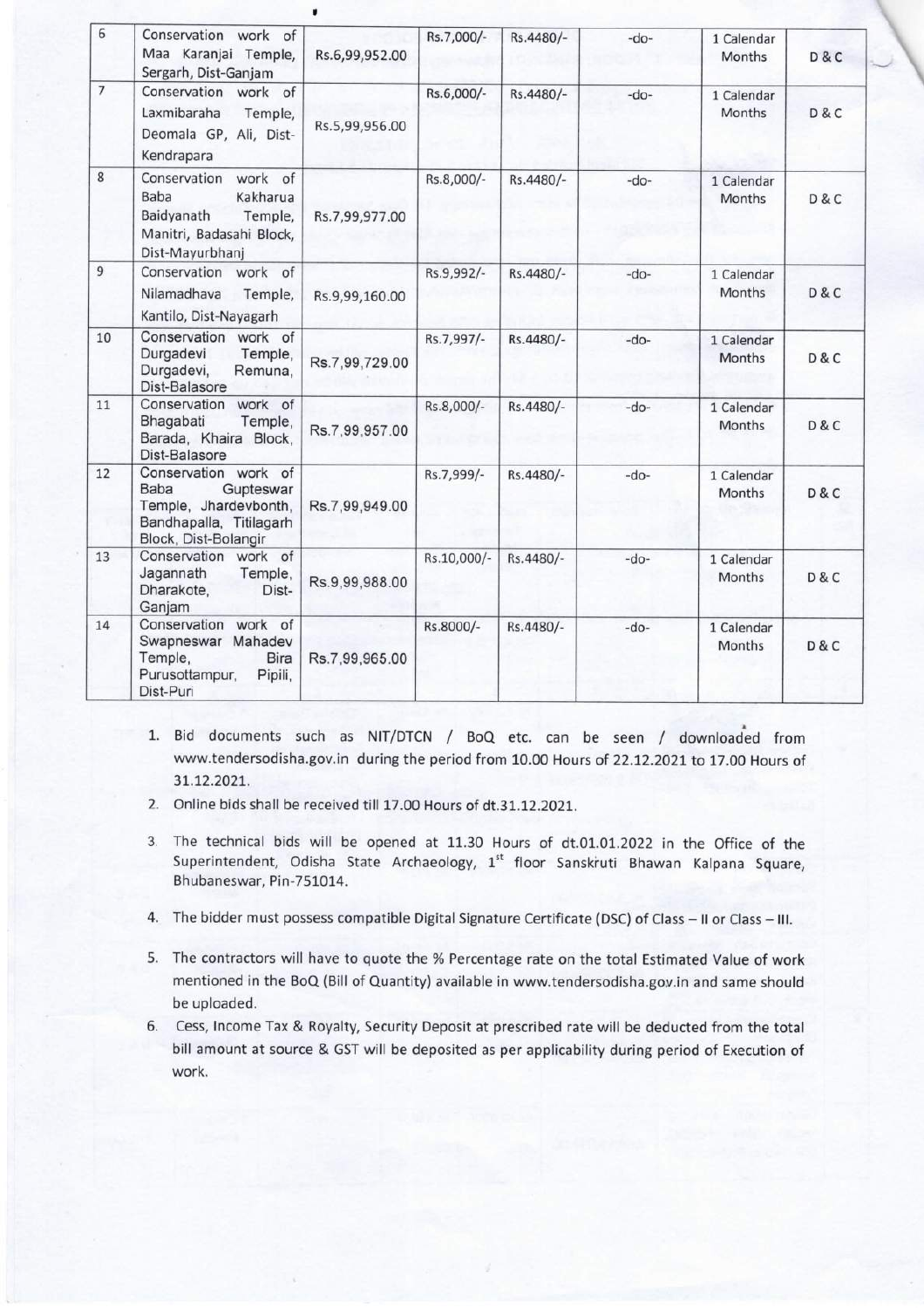| | | | | | | | |
|---|---|---|---|---|---|---|---|
| 6 | Conservation work of Maa Karanjai Temple, Sergarh, Dist-Ganjam | Rs.6,99,952.00 | Rs.7,000/- | Rs.4480/- | -do- | 1 Calendar Months | D & C |
| 7 | Conservation work of Laxmibaraha Temple, Deomala GP, Ali, Dist-Kendrapara | Rs.5,99,956.00 | Rs.6,000/- | Rs.4480/- | -do- | 1 Calendar Months | D & C |
| 8 | Conservation work of Baba Kakharua Baidyanath Temple, Manitri, Badasahi Block, Dist-Mayurbhanj | Rs.7,99,977.00 | Rs.8,000/- | Rs.4480/- | -do- | 1 Calendar Months | D & C |
| 9 | Conservation work of Nilamadhava Temple, Kantilo, Dist-Nayagarh | Rs.9,99,160.00 | Rs.9,992/- | Rs.4480/- | -do- | 1 Calendar Months | D & C |
| 10 | Conservation work of Durgadevi Temple, Durgadevi, Remuna, Dist-Balasore | Rs.7,99,729.00 | Rs.7,997/- | Rs.4480/- | -do- | 1 Calendar Months | D & C |
| 11 | Conservation work of Bhagabati Temple, Barada, Khaira Block, Dist-Balasore | Rs.7,99,957.00 | Rs.8,000/- | Rs.4480/- | -do- | 1 Calendar Months | D & C |
| 12 | Conservation work of Baba Gupteswar Temple, Jhardevbonth, Bandhapalla, Titilagarh Block, Dist-Bolangir | Rs.7,99,949.00 | Rs.7,999/- | Rs.4480/- | -do- | 1 Calendar Months | D & C |
| 13 | Conservation work of Jagannath Temple, Dharakote, Dist-Ganjam | Rs.9,99,988.00 | Rs.10,000/- | Rs.4480/- | -do- | 1 Calendar Months | D & C |
| 14 | Conservation work of Swapneswar Mahadev Temple, Bira Purusottampur, Pipili, Dist-Puri | Rs.7,99,965.00 | Rs.8000/- | Rs.4480/- | -do- | 1 Calendar Months | D & C |

1. Bid documents such as NIT/DTCN / BoQ etc. can be seen / downloaded from www.tendersodisha.gov.in during the period from 10.00 Hours of 22.12.2021 to 17.00 Hours of 31.12.2021.
2. Online bids shall be received till 17.00 Hours of dt.31.12.2021.
3. The technical bids will be opened at 11.30 Hours of dt.01.01.2022 in the Office of the Superintendent, Odisha State Archaeology, 1st floor Sanskruti Bhawan Kalpana Square, Bhubaneswar, Pin-751014.
4. The bidder must possess compatible Digital Signature Certificate (DSC) of Class – II or Class – III.
5. The contractors will have to quote the % Percentage rate on the total Estimated Value of work mentioned in the BoQ (Bill of Quantity) available in www.tendersodisha.gov.in and same should be uploaded.
6. Cess, Income Tax & Royalty, Security Deposit at prescribed rate will be deducted from the total bill amount at source & GST will be deposited as per applicability during period of Execution of work.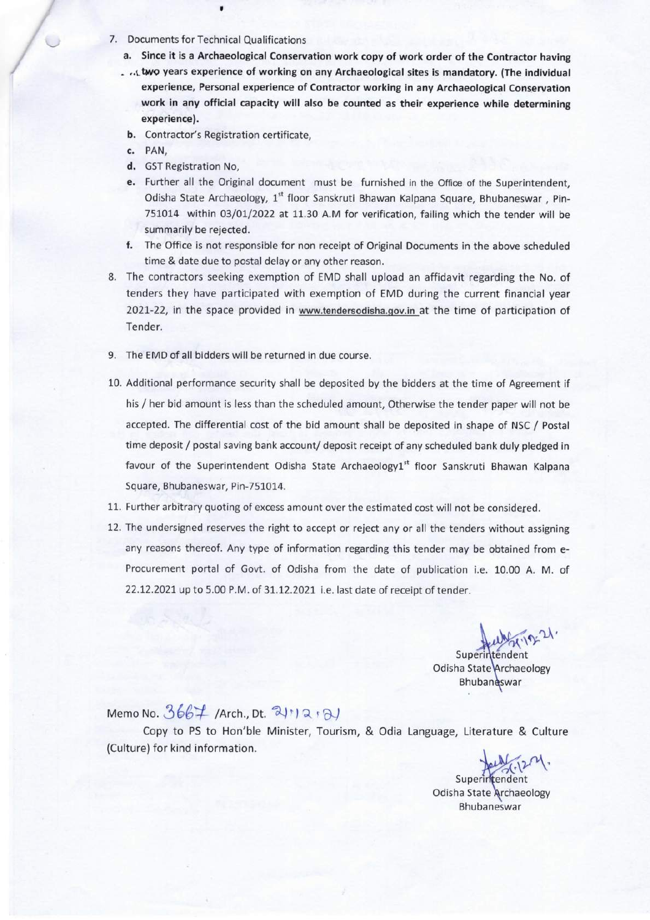7. Documents for Technical Qualifications
   a. **Since it is a Archaeological Conservation work copy of work order of the Contractor having two years experience of working on any Archaeological sites is mandatory. (The individual experience, Personal experience of Contractor working in any Archaeological Conservation work in any official capacity will also be counted as their experience while determining experience).**
   b. Contractor's Registration certificate,
   c. PAN,
   d. GST Registration No,
   e. Further all the Original document must be furnished in the Office of the Superintendent, Odisha State Archaeology, 1st floor Sanskruti Bhawan Kalpana Square, Bhubaneswar, Pin-751014 within 03/01/2022 at 11.30 A.M for verification, failing which the tender will be summarily be rejected.
   f. The Office is not responsible for non receipt of Original Documents in the above scheduled time & date due to postal delay or any other reason.
8. The contractors seeking exemption of EMD shall upload an affidavit regarding the No. of tenders they have participated with exemption of EMD during the current financial year 2021-22, in the space provided in www.tendersodisha.gov.in at the time of participation of Tender.
9. The EMD of all bidders will be returned in due course.
10. Additional performance security shall be deposited by the bidders at the time of Agreement if his / her bid amount is less than the scheduled amount, Otherwise the tender paper will not be accepted. The differential cost of the bid amount shall be deposited in shape of NSC / Postal time deposit / postal saving bank account/ deposit receipt of any scheduled bank duly pledged in favour of the Superintendent Odisha State Archaeology1st floor Sanskruti Bhawan Kalpana Square, Bhubaneswar, Pin-751014.
11. Further arbitrary quoting of excess amount over the estimated cost will not be considered.
12. The undersigned reserves the right to accept or reject any or all the tenders without assigning any reasons thereof. Any type of information regarding this tender may be obtained from e-Procurement portal of Govt. of Odisha from the date of publication i.e. 10.00 A. M. of 22.12.2021 up to 5.00 P.M. of 31.12.2021 i.e. last date of receipt of tender.

Superintendent
Odisha State Archaeology
Bhubaneswar

Memo No. 3667 /Arch., Dt. 21.12.21

Copy to PS to Hon'ble Minister, Tourism, & Odia Language, Literature & Culture (Culture) for kind information.

Superintendent
Odisha State Archaeology
Bhubaneswar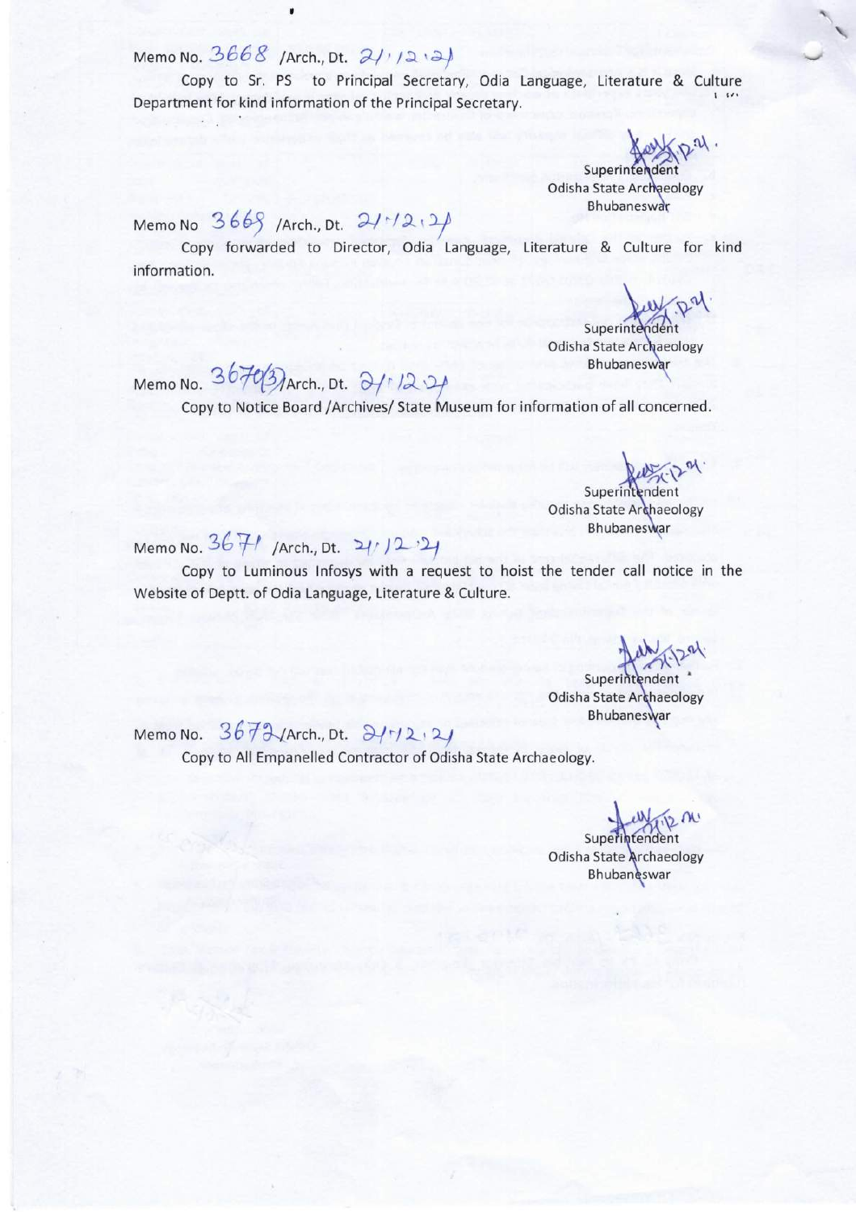Memo No. 3668 /Arch., Dt. 21.12.24

Copy to Sr. PS to Principal Secretary, Odia Language, Literature & Culture Department for kind information of the Principal Secretary.

Superintendent
Odisha State Archaeology
Bhubaneswar

Memo No 3669 /Arch., Dt. 21.12.24

Copy forwarded to Director, Odia Language, Literature & Culture for kind information.

Superintendent
Odisha State Archaeology
Bhubaneswar

Memo No. 3670(3)/Arch., Dt. 21.12.24

Copy to Notice Board /Archives/ State Museum for information of all concerned.

Superintendent
Odisha State Archaeology
Bhubaneswar

Memo No. 3671 /Arch., Dt. 21.12.24

Copy to Luminous Infosys with a request to hoist the tender call notice in the Website of Deptt. of Odia Language, Literature & Culture.

Superintendent
Odisha State Archaeology
Bhubaneswar

Memo No. 3672/Arch., Dt. 21.12.24

Copy to All Empanelled Contractor of Odisha State Archaeology.

Superintendent
Odisha State Archaeology
Bhubaneswar